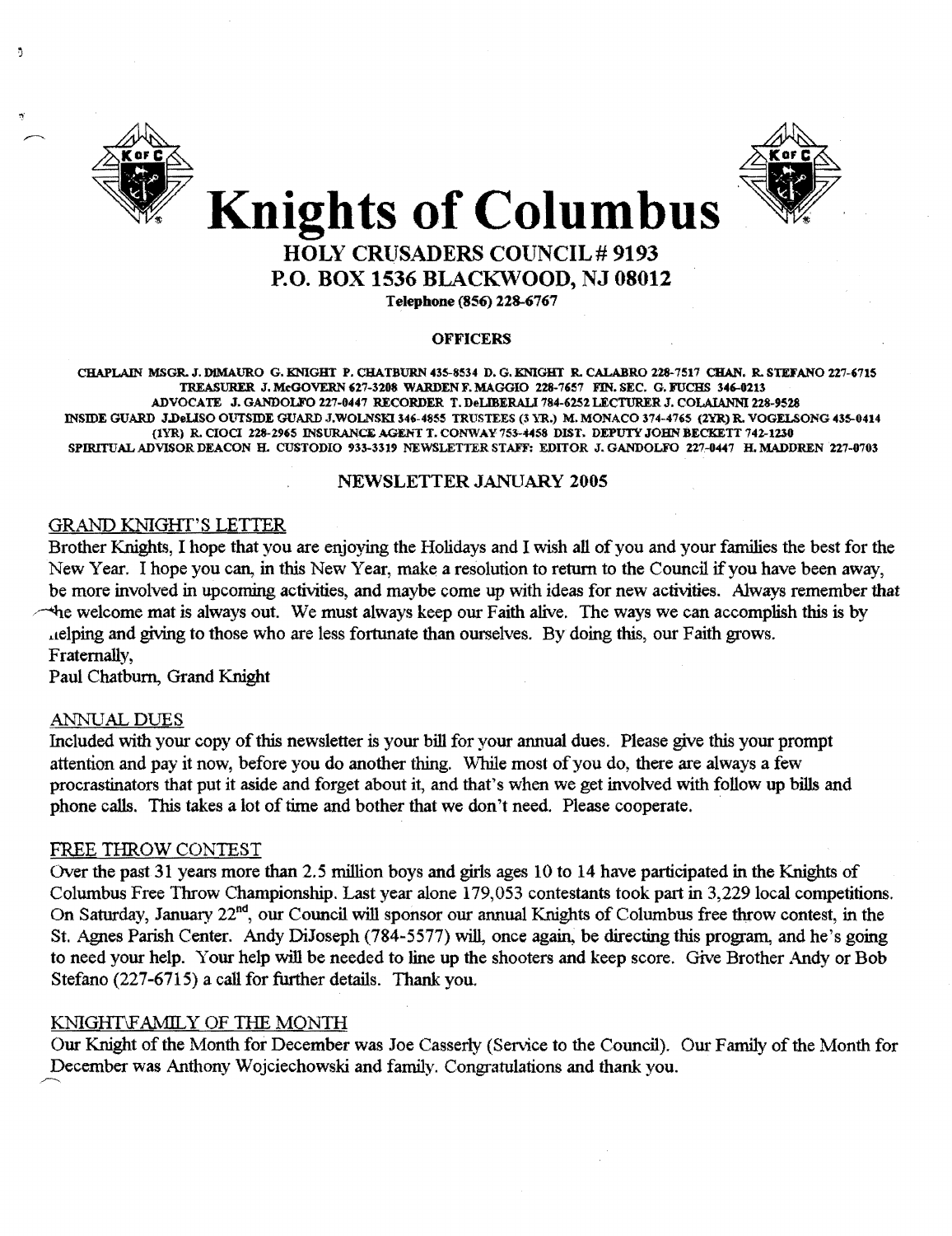# Knights of Columbus

## HOLY CRUSADERS COUNCIL # 9193
## P.O. BOX 1536 BLACKWOOD, NJ 08012

**Telephone (856) 228-6767**

### OFFICERS

CHAPLAIN MSGR. J. DIMAURO G. KNIGHT P. CHATBURN 435-8534 D. G. KNIGHT R. CALABRO 228-7517 CHAN. R. STEFANO 227-6715 TREASURER J. McGOVERN 627-3208 WARDEN F. MAGGIO 228-7657 FIN. SEC. G. FUCHS 346-0213 ADVOCATE J. GANDOLFO 227-0447 RECORDER T. DeLIBERALI 784-6252 LECTURER J. COLAIANNI 228-9528 INSIDE GUARD J.DeLISO OUTSIDE GUARD J.WOLNSKI 346-4855 TRUSTEES (3 YR.) M. MONACO 374-4765 (2YR) R. VOGELSONG 435-0414 (1YR) R. CIOCI 228-2965 INSURANCE AGENT T. CONWAY 753-4458 DIST. DEPUTY JOHN BECKETT 742-1230 SPIRITUAL ADVISOR DEACON H. CUSTODIO 933-3319 NEWSLETTER STAFF: EDITOR J. GANDOLFO 227-0447 H. MADDREN 227-0703

### NEWSLETTER JANUARY 2005

#### GRAND KNIGHT'S LETTER

Brother Knights, I hope that you are enjoying the Holidays and I wish all of you and your families the best for the New Year. I hope you can, in this New Year, make a resolution to return to the Council if you have been away, be more involved in upcoming activities, and maybe come up with ideas for new activities. Always remember that the welcome mat is always out. We must always keep our Faith alive. The ways we can accomplish this is by helping and giving to those who are less fortunate than ourselves. By doing this, our Faith grows.

Fraternally,

Paul Chatburn, Grand Knight

#### ANNUAL DUES

Included with your copy of this newsletter is your bill for your annual dues. Please give this your prompt attention and pay it now, before you do another thing. While most of you do, there are always a few procrastinators that put it aside and forget about it, and that's when we get involved with follow up bills and phone calls. This takes a lot of time and bother that we don't need. Please cooperate.

#### FREE THROW CONTEST

Over the past 31 years more than 2.5 million boys and girls ages 10 to 14 have participated in the Knights of Columbus Free Throw Championship. Last year alone 179,053 contestants took part in 3,229 local competitions. On Saturday, January 22nd, our Council will sponsor our annual Knights of Columbus free throw contest, in the St. Agnes Parish Center. Andy DiJoseph (784-5577) will, once again, be directing this program, and he's going to need your help. Your help will be needed to line up the shooters and keep score. Give Brother Andy or Bob Stefano (227-6715) a call for further details. Thank you.

#### KNIGHT\FAMILY OF THE MONTH

Our Knight of the Month for December was Joe Casserly (Service to the Council). Our Family of the Month for December was Anthony Wojciechowski and family. Congratulations and thank you.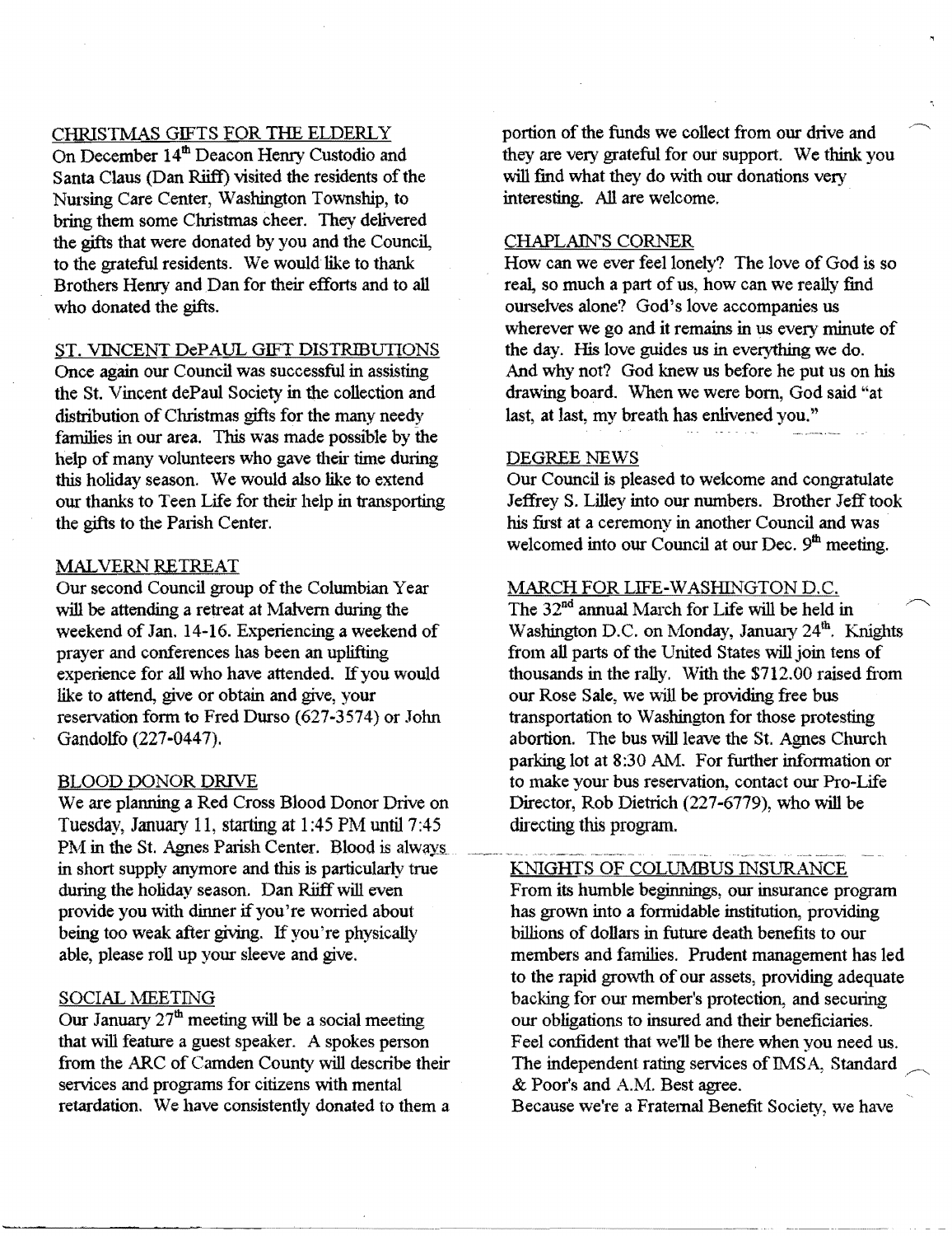## CHRISTMAS GIFTS FOR THE ELDERLY

On December 14th Deacon Henry Custodio and Santa Claus (Dan Riiff) visited the residents of the Nursing Care Center, Washington Township, to bring them some Christmas cheer. They delivered the gifts that were donated by you and the Council, to the grateful residents. We would like to thank Brothers Henry and Dan for their efforts and to all who donated the gifts.

## ST. VINCENT DePAUL GIFT DISTRIBUTIONS

Once again our Council was successful in assisting the St. Vincent dePaul Society in the collection and distribution of Christmas gifts for the many needy families in our area. This was made possible by the help of many volunteers who gave their time during this holiday season. We would also like to extend our thanks to Teen Life for their help in transporting the gifts to the Parish Center.

## MALVERN RETREAT

Our second Council group of the Columbian Year will be attending a retreat at Malvern during the weekend of Jan. 14-16. Experiencing a weekend of prayer and conferences has been an uplifting experience for all who have attended. If you would like to attend, give or obtain and give, your reservation form to Fred Durso (627-3574) or John Gandolfo (227-0447).

## BLOOD DONOR DRIVE

We are planning a Red Cross Blood Donor Drive on Tuesday, January 11, starting at 1:45 PM until 7:45 PM in the St. Agnes Parish Center. Blood is always in short supply anymore and this is particularly true during the holiday season. Dan Riiff will even provide you with dinner if you're worried about being too weak after giving. If you're physically able, please roll up your sleeve and give.

## SOCIAL MEETING

Our January 27th meeting will be a social meeting that will feature a guest speaker. A spokes person from the ARC of Camden County will describe their services and programs for citizens with mental retardation. We have consistently donated to them a portion of the funds we collect from our drive and they are very grateful for our support. We think you will find what they do with our donations very interesting. All are welcome.

## CHAPLAIN'S CORNER

How can we ever feel lonely? The love of God is so real, so much a part of us, how can we really find ourselves alone? God's love accompanies us wherever we go and it remains in us every minute of the day. His love guides us in everything we do. And why not? God knew us before he put us on his drawing board. When we were born, God said "at last, at last, my breath has enlivened you."

## DEGREE NEWS

Our Council is pleased to welcome and congratulate Jeffrey S. Lilley into our numbers. Brother Jeff took his first at a ceremony in another Council and was welcomed into our Council at our Dec. 9th meeting.

## MARCH FOR LIFE-WASHINGTON D.C.

The 32nd annual March for Life will be held in Washington D.C. on Monday, January 24th. Knights from all parts of the United States will join tens of thousands in the rally. With the $712.00 raised from our Rose Sale, we will be providing free bus transportation to Washington for those protesting abortion. The bus will leave the St. Agnes Church parking lot at 8:30 AM. For further information or to make your bus reservation, contact our Pro-Life Director, Rob Dietrich (227-6779), who will be directing this program.

## KNIGHTS OF COLUMBUS INSURANCE

From its humble beginnings, our insurance program has grown into a formidable institution, providing billions of dollars in future death benefits to our members and families. Prudent management has led to the rapid growth of our assets, providing adequate backing for our member's protection, and securing our obligations to insured and their beneficiaries. Feel confident that we'll be there when you need us. The independent rating services of IMSA, Standard & Poor's and A.M. Best agree.

Because we're a Fraternal Benefit Society, we have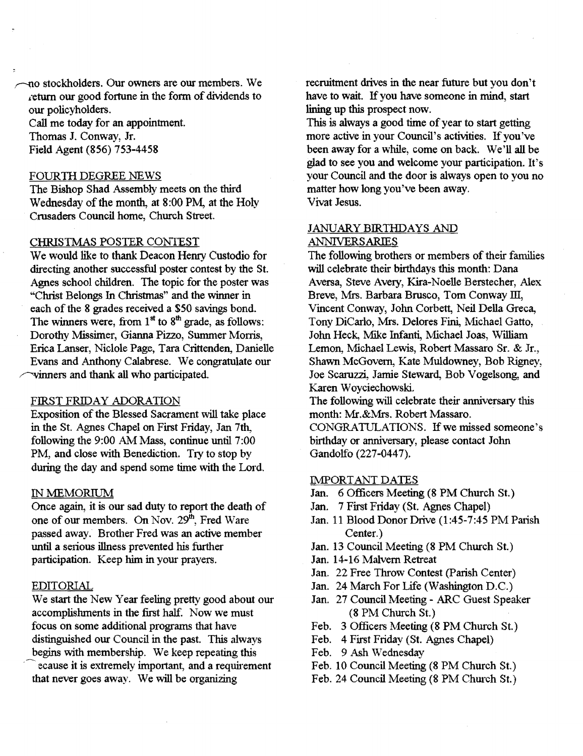no stockholders. Our owners are our members. We return our good fortune in the form of dividends to our policyholders.

Call me today for an appointment.
Thomas J. Conway, Jr.
Field Agent (856) 753-4458

## FOURTH DEGREE NEWS

The Bishop Shad Assembly meets on the third Wednesday of the month, at 8:00 PM, at the Holy Crusaders Council home, Church Street.

## CHRISTMAS POSTER CONTEST

We would like to thank Deacon Henry Custodio for directing another successful poster contest by the St. Agnes school children. The topic for the poster was "Christ Belongs In Christmas" and the winner in each of the 8 grades received a $50 savings bond. The winners were, from 1st to 8th grade, as follows: Dorothy Missimer, Gianna Pizzo, Summer Morris, Erica Lanser, Niclole Page, Tara Crittenden, Danielle Evans and Anthony Calabrese. We congratulate our winners and thank all who participated.

## FIRST FRIDAY ADORATION

Exposition of the Blessed Sacrament will take place in the St. Agnes Chapel on First Friday, Jan 7th, following the 9:00 AM Mass, continue until 7:00 PM, and close with Benediction. Try to stop by during the day and spend some time with the Lord.

## IN MEMORIUM

Once again, it is our sad duty to report the death of one of our members. On Nov. 29th, Fred Ware passed away. Brother Fred was an active member until a serious illness prevented his further participation. Keep him in your prayers.

## EDITORIAL

We start the New Year feeling pretty good about our accomplishments in the first half. Now we must focus on some additional programs that have distinguished our Council in the past. This always begins with membership. We keep repeating this because it is extremely important, and a requirement that never goes away. We will be organizing recruitment drives in the near future but you don't have to wait. If you have someone in mind, start lining up this prospect now.

This is always a good time of year to start getting more active in your Council's activities. If you've been away for a while, come on back. We'll all be glad to see you and welcome your participation. It's your Council and the door is always open to you no matter how long you've been away.

Vivat Jesus.

## JANUARY BIRTHDAYS AND ANNIVERSARIES

The following brothers or members of their families will celebrate their birthdays this month: Dana Aversa, Steve Avery, Kira-Noelle Berstecher, Alex Breve, Mrs. Barbara Brusco, Tom Conway III, Vincent Conway, John Corbett, Neil Della Greca, Tony DiCarlo, Mrs. Delores Fini, Michael Gatto, John Heck, Mike Infanti, Michael Joas, William Lemon, Michael Lewis, Robert Massaro Sr. & Jr., Shawn McGovern, Kate Muldowney, Bob Rigney, Joe Scaruzzi, Jamie Steward, Bob Vogelsong, and Karen Woyciechowski.

The following will celebrate their anniversary this month: Mr.&Mrs. Robert Massaro.

CONGRATULATIONS. If we missed someone's birthday or anniversary, please contact John Gandolfo (227-0447).

## IMPORTANT DATES

- Jan. 6 Officers Meeting (8 PM Church St.)
- Jan. 7 First Friday (St. Agnes Chapel)
- Jan. 11 Blood Donor Drive (1:45-7:45 PM Parish Center.)
- Jan. 13 Council Meeting (8 PM Church St.)
- Jan. 14-16 Malvern Retreat
- Jan. 22 Free Throw Contest (Parish Center)
- Jan. 24 March For Life (Washington D.C.)
- Jan. 27 Council Meeting - ARC Guest Speaker (8 PM Church St.)
- Feb. 3 Officers Meeting (8 PM Church St.)
- Feb. 4 First Friday (St. Agnes Chapel)
- Feb. 9 Ash Wednesday
- Feb. 10 Council Meeting (8 PM Church St.)
- Feb. 24 Council Meeting (8 PM Church St.)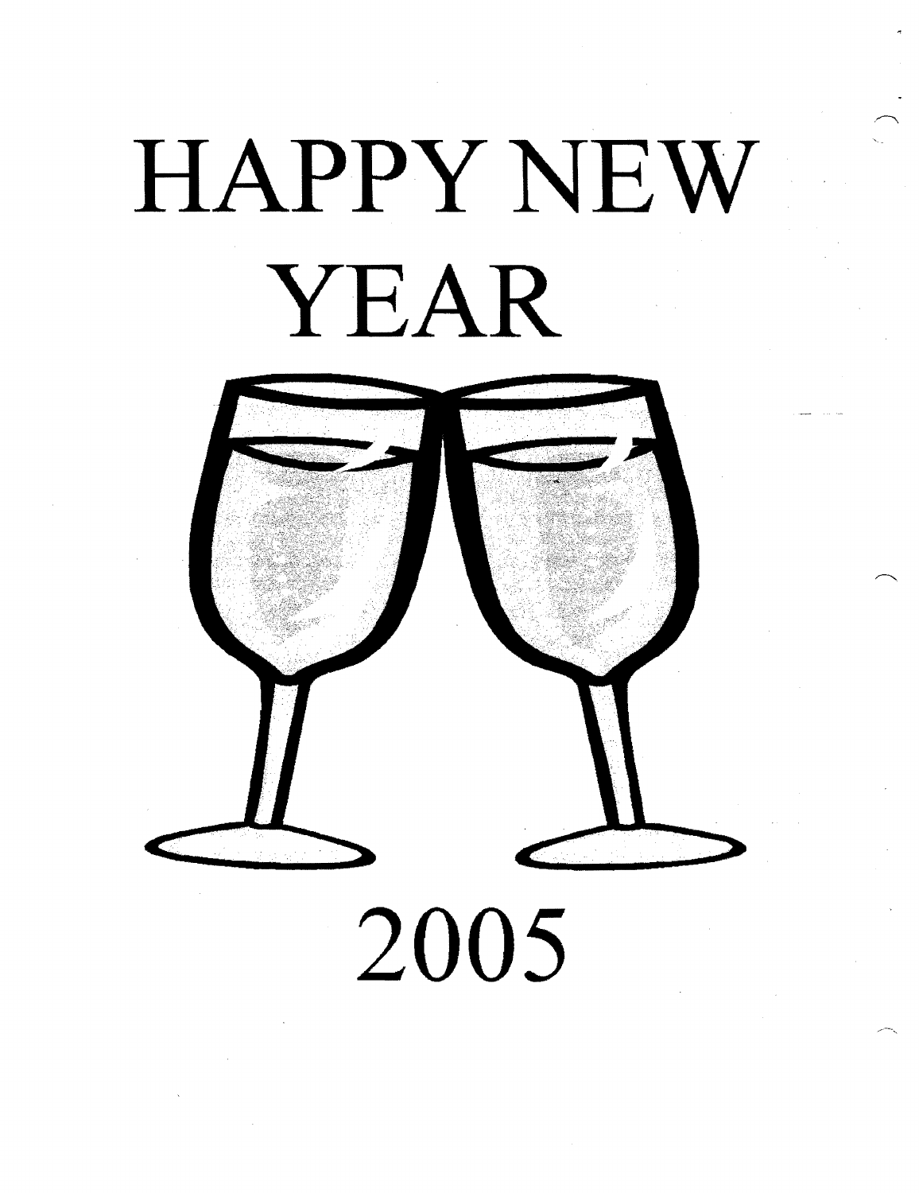# HAPPY NEW YEAR

# 2005